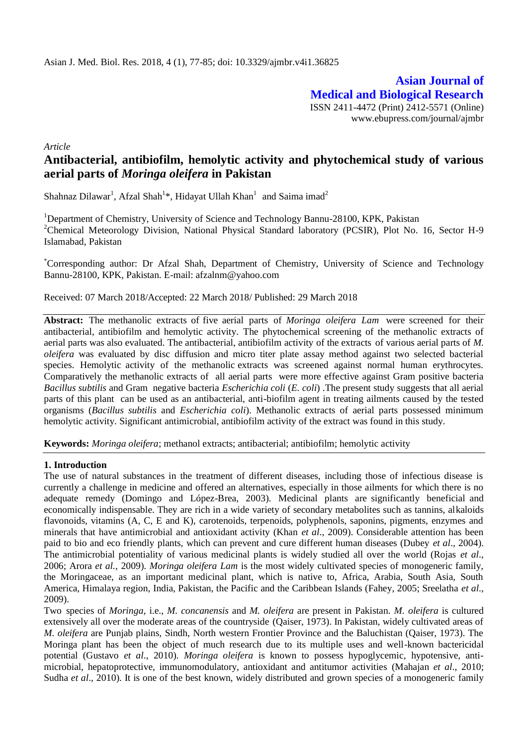Asian J. Med. Biol. Res. 2018, 4 (1), 77-85; doi: 10.3329/ajmbr.v4i1.36825

**Asian Journal of Medical and Biological Research**

ISSN 2411-4472 (Print) 2412-5571 (Online)
www.ebupress.com/journal/ajmbr

*Article*

# Antibacterial, antibiofilm, hemolytic activity and phytochemical study of various aerial parts of *Moringa oleifera* in Pakistan

Shahnaz Dilawar[1], Afzal Shah[1]*, Hidayat Ullah Khan[1] and Saima imad[2]

[1]Department of Chemistry, University of Science and Technology Bannu-28100, KPK, Pakistan
[2]Chemical Meteorology Division, National Physical Standard laboratory (PCSIR), Plot No. 16, Sector H-9 Islamabad, Pakistan

[*]Corresponding author: Dr Afzal Shah, Department of Chemistry, University of Science and Technology Bannu-28100, KPK, Pakistan. E-mail: afzalnm@yahoo.com

Received: 07 March 2018/Accepted: 22 March 2018/ Published: 29 March 2018

**Abstract:** The methanolic extracts of five aerial parts of *Moringa oleifera Lam* were screened for their antibacterial, antibiofilm and hemolytic activity. The phytochemical screening of the methanolic extracts of aerial parts was also evaluated. The antibacterial, antibiofilm activity of the extracts of various aerial parts of *M. oleifera* was evaluated by disc diffusion and micro titer plate assay method against two selected bacterial species. Hemolytic activity of the methanolic extracts was screened against normal human erythrocytes. Comparatively the methanolic extracts of all aerial parts were more effective against Gram positive bacteria *Bacillus subtilis* and Gram negative bacteria *Escherichia coli* (*E. coli*) .The present study suggests that all aerial parts of this plant can be used as an antibacterial, anti-biofilm agent in treating ailments caused by the tested organisms (*Bacillus subtilis* and *Escherichia coli*). Methanolic extracts of aerial parts possessed minimum hemolytic activity. Significant antimicrobial, antibiofilm activity of the extract was found in this study.

**Keywords:** *Moringa oleifera*; methanol extracts; antibacterial; antibiofilm; hemolytic activity

## 1. Introduction

The use of natural substances in the treatment of different diseases, including those of infectious disease is currently a challenge in medicine and offered an alternatives, especially in those ailments for which there is no adequate remedy (Domingo and López-Brea, 2003). Medicinal plants are significantly beneficial and economically indispensable. They are rich in a wide variety of secondary metabolites such as tannins, alkaloids flavonoids, vitamins (A, C, E and K), carotenoids, terpenoids, polyphenols, saponins, pigments, enzymes and minerals that have antimicrobial and antioxidant activity (Khan *et al*., 2009). Considerable attention has been paid to bio and eco friendly plants, which can prevent and cure different human diseases (Dubey *et al*., 2004). The antimicrobial potentiality of various medicinal plants is widely studied all over the world (Rojas *et al*., 2006; Arora *et al.*, 2009). *Moringa oleifera Lam* is the most widely cultivated species of monogeneric family, the Moringaceae, as an important medicinal plant, which is native to, Africa, Arabia, South Asia, South America, Himalaya region, India, Pakistan, the Pacific and the Caribbean Islands (Fahey, 2005; Sreelatha *et al*., 2009).

Two species of *Moringa*, i.e., *M. concanensis* and *M. oleifera* are present in Pakistan. *M. oleifera* is cultured extensively all over the moderate areas of the countryside (Qaiser, 1973). In Pakistan, widely cultivated areas of *M. oleifera* are Punjab plains, Sindh, North western Frontier Province and the Baluchistan (Qaiser, 1973). The Moringa plant has been the object of much research due to its multiple uses and well-known bactericidal potential (Gustavo *et al*., 2010). *Moringa oleifera* is known to possess hypoglycemic, hypotensive, anti-microbial, hepatoprotective, immunomodulatory, antioxidant and antitumor activities (Mahajan *et al*., 2010; Sudha *et al*., 2010). It is one of the best known, widely distributed and grown species of a monogeneric family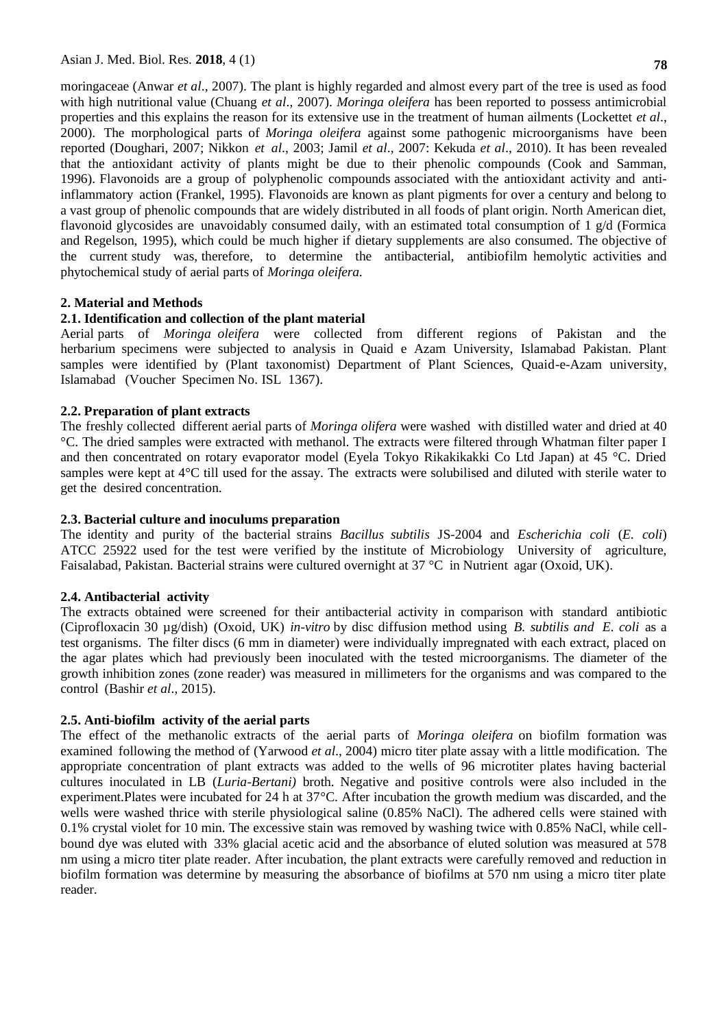moringaceae (Anwar *et al*., 2007). The plant is highly regarded and almost every part of the tree is used as food with high nutritional value (Chuang *et al*., 2007). *Moringa oleifera* has been reported to possess antimicrobial properties and this explains the reason for its extensive use in the treatment of human ailments (Lockettet *et al*., 2000). The morphological parts of *Moringa oleifera* against some pathogenic microorganisms have been reported (Doughari, 2007; Nikkon *et al*., 2003; Jamil *et al*., 2007: Kekuda *et al*., 2010). It has been revealed that the antioxidant activity of plants might be due to their phenolic compounds (Cook and Samman, 1996). Flavonoids are a group of polyphenolic compounds associated with the antioxidant activity and anti-inflammatory action (Frankel, 1995). Flavonoids are known as plant pigments for over a century and belong to a vast group of phenolic compounds that are widely distributed in all foods of plant origin. North American diet, flavonoid glycosides are unavoidably consumed daily, with an estimated total consumption of 1 g/d (Formica and Regelson, 1995), which could be much higher if dietary supplements are also consumed. The objective of the current study was, therefore, to determine the antibacterial, antibiofilm hemolytic activities and phytochemical study of aerial parts of *Moringa oleifera*.

## 2. Material and Methods

### 2.1. Identification and collection of the plant material

Aerial parts of *Moringa oleifera* were collected from different regions of Pakistan and the herbarium specimens were subjected to analysis in Quaid e Azam University, Islamabad Pakistan. Plant samples were identified by (Plant taxonomist) Department of Plant Sciences, Quaid-e-Azam university, Islamabad (Voucher Specimen No. ISL 1367).

### 2.2. Preparation of plant extracts

The freshly collected different aerial parts of *Moringa olifera* were washed with distilled water and dried at 40 °C. The dried samples were extracted with methanol. The extracts were filtered through Whatman filter paper I and then concentrated on rotary evaporator model (Eyela Tokyo Rikakikakki Co Ltd Japan) at 45 °C. Dried samples were kept at 4°C till used for the assay. The extracts were solubilised and diluted with sterile water to get the desired concentration.

### 2.3. Bacterial culture and inoculums preparation

The identity and purity of the bacterial strains *Bacillus subtilis* JS-2004 and *Escherichia coli* (*E. coli*) ATCC 25922 used for the test were verified by the institute of Microbiology University of agriculture, Faisalabad, Pakistan. Bacterial strains were cultured overnight at 37 °C in Nutrient agar (Oxoid, UK).

### 2.4. Antibacterial activity

The extracts obtained were screened for their antibacterial activity in comparison with standard antibiotic (Ciprofloxacin 30 µg/dish) (Oxoid, UK) *in-vitro* by disc diffusion method using *B. subtilis and E. coli* as a test organisms. The filter discs (6 mm in diameter) were individually impregnated with each extract, placed on the agar plates which had previously been inoculated with the tested microorganisms. The diameter of the growth inhibition zones (zone reader) was measured in millimeters for the organisms and was compared to the control (Bashir *et al*., 2015).

### 2.5. Anti-biofilm activity of the aerial parts

The effect of the methanolic extracts of the aerial parts of *Moringa oleifera* on biofilm formation was examined following the method of (Yarwood *et al*., 2004) micro titer plate assay with a little modification. The appropriate concentration of plant extracts was added to the wells of 96 microtiter plates having bacterial cultures inoculated in LB (*Luria-Bertani)* broth. Negative and positive controls were also included in the experiment.Plates were incubated for 24 h at 37°C. After incubation the growth medium was discarded, and the wells were washed thrice with sterile physiological saline (0.85% NaCl). The adhered cells were stained with 0.1% crystal violet for 10 min. The excessive stain was removed by washing twice with 0.85% NaCl, while cell-bound dye was eluted with 33% glacial acetic acid and the absorbance of eluted solution was measured at 578 nm using a micro titer plate reader. After incubation, the plant extracts were carefully removed and reduction in biofilm formation was determine by measuring the absorbance of biofilms at 570 nm using a micro titer plate reader.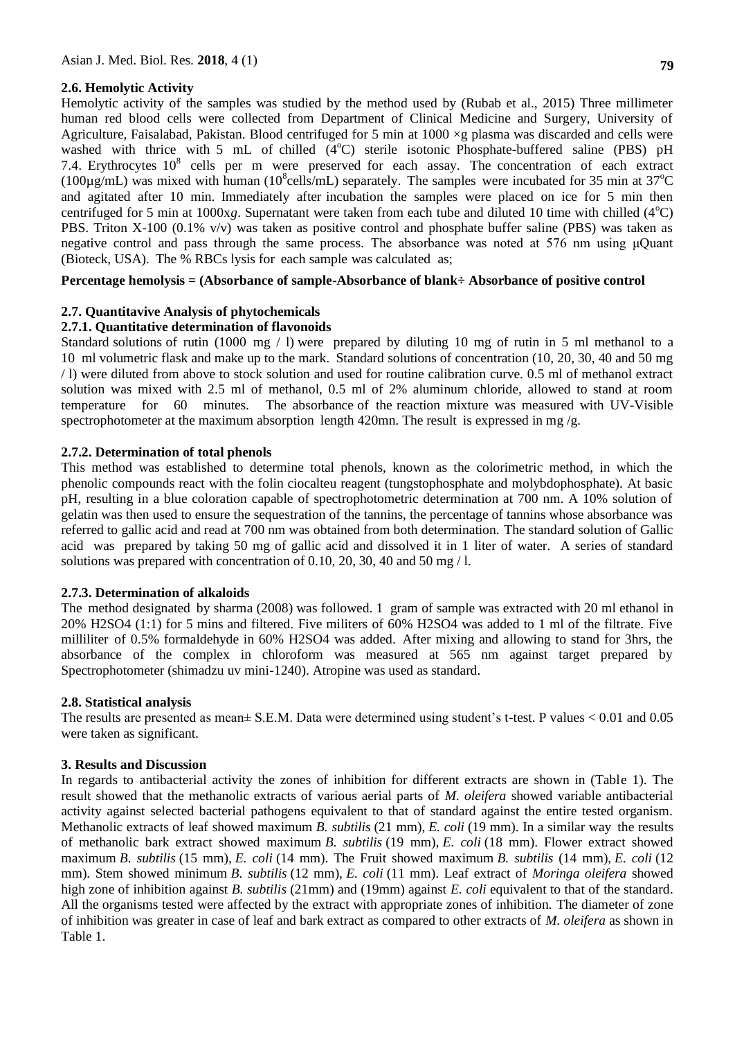### 2.6. Hemolytic Activity

Hemolytic activity of the samples was studied by the method used by (Rubab et al., 2015) Three millimeter human red blood cells were collected from Department of Clinical Medicine and Surgery, University of Agriculture, Faisalabad, Pakistan. Blood centrifuged for 5 min at 1000 ×g plasma was discarded and cells were washed with thrice with 5 mL of chilled (4°C) sterile isotonic Phosphate-buffered saline (PBS) pH 7.4. Erythrocytes $10^8$ cells per m were preserved for each assay. The concentration of each extract (100µg/mL) was mixed with human ($10^8$cells/mL) separately. The samples were incubated for 35 min at 37°C and agitated after 10 min. Immediately after incubation the samples were placed on ice for 5 min then centrifuged for 5 min at 1000x*g*. Supernatant were taken from each tube and diluted 10 time with chilled (4°C) PBS. Triton X-100 (0.1% v/v) was taken as positive control and phosphate buffer saline (PBS) was taken as negative control and pass through the same process. The absorbance was noted at 576 nm using µQuant (Bioteck, USA). The % RBCs lysis for each sample was calculated as;

**Percentage hemolysis = (Absorbance of sample-Absorbance of blank÷ Absorbance of positive control**

### 2.7. Quantitavive Analysis of phytochemicals

#### 2.7.1. Quantitative determination of flavonoids

Standard solutions of rutin (1000 mg / l) were prepared by diluting 10 mg of rutin in 5 ml methanol to a 10 ml volumetric flask and make up to the mark. Standard solutions of concentration (10, 20, 30, 40 and 50 mg / l) were diluted from above to stock solution and used for routine calibration curve. 0.5 ml of methanol extract solution was mixed with 2.5 ml of methanol, 0.5 ml of 2% aluminum chloride, allowed to stand at room temperature for 60 minutes. The absorbance of the reaction mixture was measured with UV-Visible spectrophotometer at the maximum absorption length 420mn. The result is expressed in mg /g.

#### 2.7.2. Determination of total phenols

This method was established to determine total phenols, known as the colorimetric method, in which the phenolic compounds react with the folin ciocalteu reagent (tungstophosphate and molybdophosphate). At basic pH, resulting in a blue coloration capable of spectrophotometric determination at 700 nm. A 10% solution of gelatin was then used to ensure the sequestration of the tannins, the percentage of tannins whose absorbance was referred to gallic acid and read at 700 nm was obtained from both determination. The standard solution of Gallic acid was prepared by taking 50 mg of gallic acid and dissolved it in 1 liter of water. A series of standard solutions was prepared with concentration of 0.10, 20, 30, 40 and 50 mg / l.

#### 2.7.3. Determination of alkaloids

The method designated by sharma (2008) was followed. 1 gram of sample was extracted with 20 ml ethanol in 20% $H_2SO_4$ (1:1) for 5 mins and filtered. Five militers of 60% $H_2SO_4$ was added to 1 ml of the filtrate. Five milliliter of 0.5% formaldehyde in 60% $H_2SO_4$ was added. After mixing and allowing to stand for 3hrs, the absorbance of the complex in chloroform was measured at 565 nm against target prepared by Spectrophotometer (shimadzu uv mini-1240). Atropine was used as standard.

### 2.8. Statistical analysis

The results are presented as mean± S.E.M. Data were determined using student's t-test. P values < 0.01 and 0.05 were taken as significant.

## 3. Results and Discussion

In regards to antibacterial activity the zones of inhibition for different extracts are shown in (Table 1). The result showed that the methanolic extracts of various aerial parts of *M. oleifera* showed variable antibacterial activity against selected bacterial pathogens equivalent to that of standard against the entire tested organism. Methanolic extracts of leaf showed maximum *B. subtilis* (21 mm), *E. coli* (19 mm). In a similar way the results of methanolic bark extract showed maximum *B. subtilis* (19 mm), *E. coli* (18 mm). Flower extract showed maximum *B. subtilis* (15 mm), *E. coli* (14 mm). The Fruit showed maximum *B. subtilis* (14 mm), *E. coli* (12 mm). Stem showed minimum *B. subtilis* (12 mm), *E. coli* (11 mm). Leaf extract of *Moringa oleifera* showed high zone of inhibition against *B. subtilis* (21mm) and (19mm) against *E. coli* equivalent to that of the standard. All the organisms tested were affected by the extract with appropriate zones of inhibition. The diameter of zone of inhibition was greater in case of leaf and bark extract as compared to other extracts of *M. oleifera* as shown in Table 1.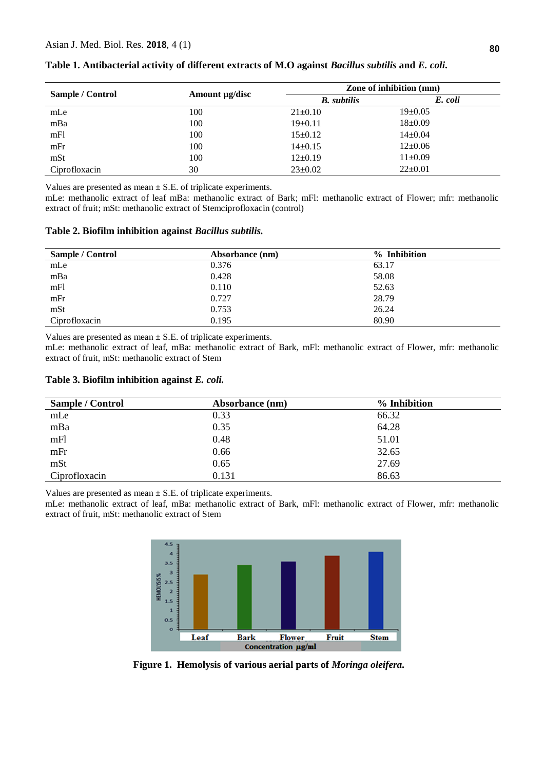**Table 1. Antibacterial activity of different extracts of M.O against *Bacillus subtilis* and *E. coli*.**

| Sample / Control | Amount µg/disc | Zone of inhibition (mm) | |
|---|---|---|---|
| | | ***B. subtilis*** | ***E. coli*** |
| mLe | 100 | 21±0.10 | 19±0.05 |
| mBa | 100 | 19±0.11 | 18±0.09 |
| mFl | 100 | 15±0.12 | 14±0.04 |
| mFr | 100 | 14±0.15 | 12±0.06 |
| mSt | 100 | 12±0.19 | 11±0.09 |
| Ciprofloxacin | 30 | 23±0.02 | 22±0.01 |

Values are presented as mean ± S.E. of triplicate experiments.
mLe: methanolic extract of leaf mBa: methanolic extract of Bark; mFl: methanolic extract of Flower; mfr: methanolic extract of fruit; mSt: methanolic extract of Stemciprofloxacin (control)

**Table 2. Biofilm inhibition against *Bacillus subtilis.***

| Sample / Control | Absorbance (nm) | % Inhibition |
|---|---|---|
| mLe | 0.376 | 63.17 |
| mBa | 0.428 | 58.08 |
| mFl | 0.110 | 52.63 |
| mFr | 0.727 | 28.79 |
| mSt | 0.753 | 26.24 |
| Ciprofloxacin | 0.195 | 80.90 |

Values are presented as mean ± S.E. of triplicate experiments.
mLe: methanolic extract of leaf, mBa: methanolic extract of Bark, mFl: methanolic extract of Flower, mfr: methanolic extract of fruit, mSt: methanolic extract of Stem

**Table 3. Biofilm inhibition against *E. coli.***

| Sample / Control | Absorbance (nm) | % Inhibition |
|---|---|---|
| mLe | 0.33 | 66.32 |
| mBa | 0.35 | 64.28 |
| mFl | 0.48 | 51.01 |
| mFr | 0.66 | 32.65 |
| mSt | 0.65 | 27.69 |
| Ciprofloxacin | 0.131 | 86.63 |

Values are presented as mean ± S.E. of triplicate experiments.
mLe: methanolic extract of leaf, mBa: methanolic extract of Bark, mFl: methanolic extract of Flower, mfr: methanolic extract of fruit, mSt: methanolic extract of Stem

**Figure 1. Hemolysis of various aerial parts of *Moringa oleifera.***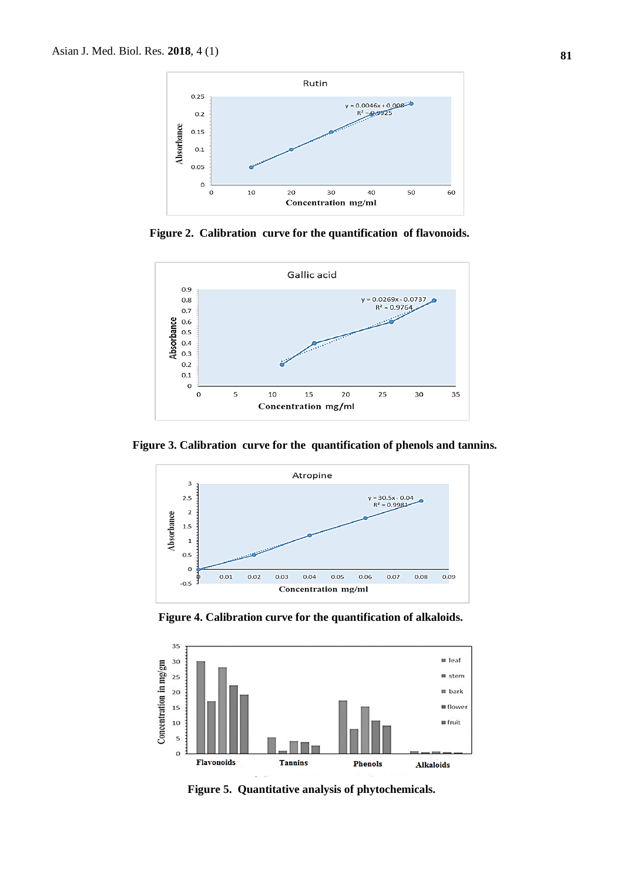Figure 2. Calibration curve for the quantification of flavonoids.

Figure 3. Calibration curve for the quantification of phenols and tannins.

Figure 4. Calibration curve for the quantification of alkaloids.

Figure 5. Quantitative analysis of phytochemicals.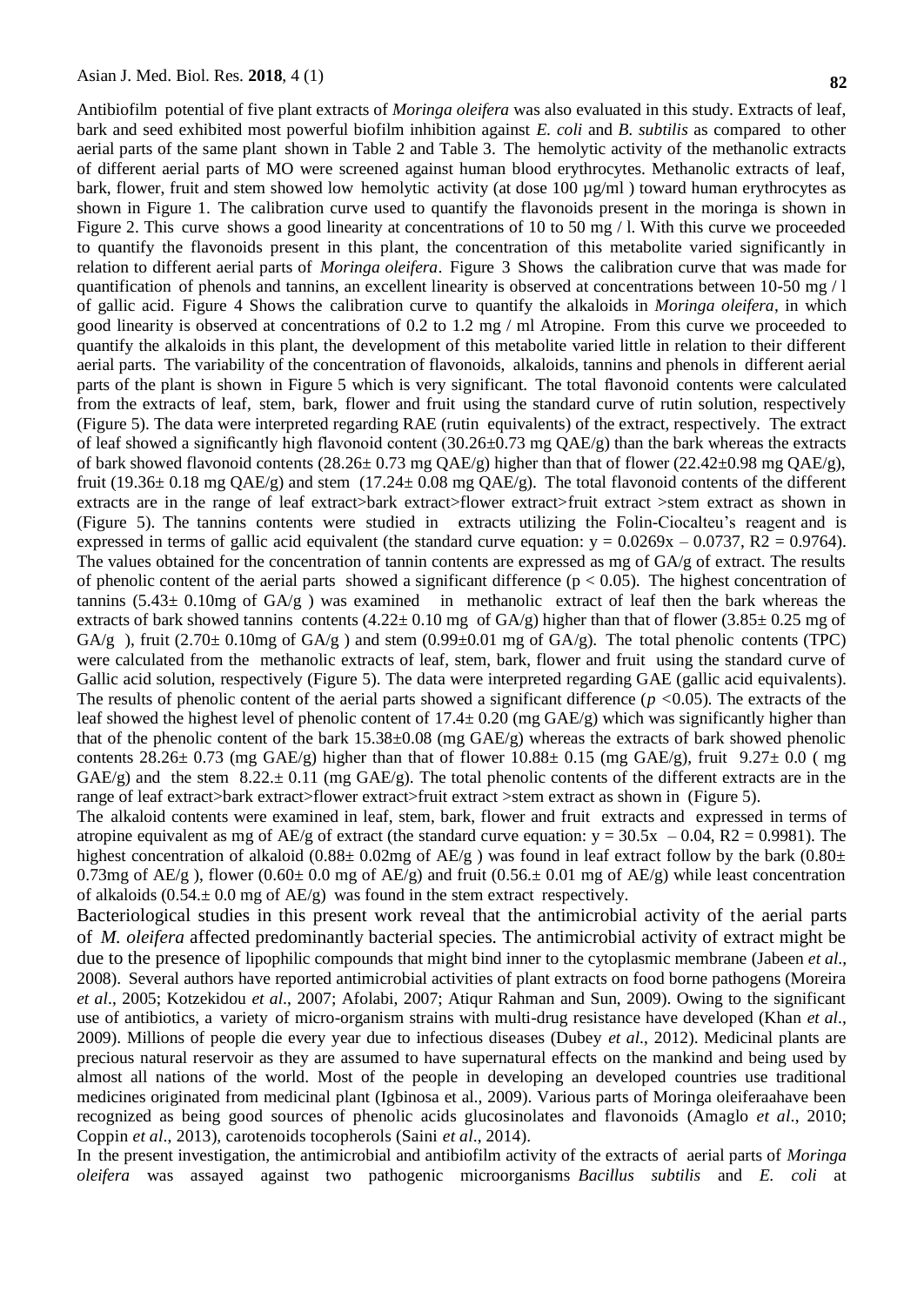Antibiofilm potential of five plant extracts of *Moringa oleifera* was also evaluated in this study. Extracts of leaf, bark and seed exhibited most powerful biofilm inhibition against *E. coli* and *B. subtilis* as compared to other aerial parts of the same plant shown in Table 2 and Table 3. The hemolytic activity of the methanolic extracts of different aerial parts of MO were screened against human blood erythrocytes. Methanolic extracts of leaf, bark, flower, fruit and stem showed low hemolytic activity (at dose 100 µg/ml ) toward human erythrocytes as shown in Figure 1. The calibration curve used to quantify the flavonoids present in the moringa is shown in Figure 2. This curve shows a good linearity at concentrations of 10 to 50 mg / l. With this curve we proceeded to quantify the flavonoids present in this plant, the concentration of this metabolite varied significantly in relation to different aerial parts of *Moringa oleifera*. Figure 3 Shows the calibration curve that was made for quantification of phenols and tannins, an excellent linearity is observed at concentrations between 10-50 mg / l of gallic acid. Figure 4 Shows the calibration curve to quantify the alkaloids in *Moringa oleifera*, in which good linearity is observed at concentrations of 0.2 to 1.2 mg / ml Atropine. From this curve we proceeded to quantify the alkaloids in this plant, the development of this metabolite varied little in relation to their different aerial parts. The variability of the concentration of flavonoids, alkaloids, tannins and phenols in different aerial parts of the plant is shown in Figure 5 which is very significant. The total flavonoid contents were calculated from the extracts of leaf, stem, bark, flower and fruit using the standard curve of rutin solution, respectively (Figure 5). The data were interpreted regarding RAE (rutin equivalents) of the extract, respectively. The extract of leaf showed a significantly high flavonoid content (30.26±0.73 mg QAE/g) than the bark whereas the extracts of bark showed flavonoid contents (28.26± 0.73 mg QAE/g) higher than that of flower (22.42±0.98 mg QAE/g), fruit (19.36± 0.18 mg QAE/g) and stem (17.24± 0.08 mg QAE/g). The total flavonoid contents of the different extracts are in the range of leaf extract>bark extract>flower extract>fruit extract >stem extract as shown in (Figure 5). The tannins contents were studied in extracts utilizing the Folin-Ciocalteu's reagent and is expressed in terms of gallic acid equivalent (the standard curve equation: $y = 0.0269x – 0.0737$, $R2 = 0.9764$). The values obtained for the concentration of tannin contents are expressed as mg of GA/g of extract. The results of phenolic content of the aerial parts showed a significant difference ($p < 0.05$). The highest concentration of tannins (5.43± 0.10mg of GA/g ) was examined in methanolic extract of leaf then the bark whereas the extracts of bark showed tannins contents (4.22± 0.10 mg of GA/g) higher than that of flower (3.85± 0.25 mg of GA/g ), fruit (2.70± 0.10mg of GA/g ) and stem (0.99±0.01 mg of GA/g). The total phenolic contents (TPC) were calculated from the methanolic extracts of leaf, stem, bark, flower and fruit using the standard curve of Gallic acid solution, respectively (Figure 5). The data were interpreted regarding GAE (gallic acid equivalents). The results of phenolic content of the aerial parts showed a significant difference ($p < 0.05$). The extracts of the leaf showed the highest level of phenolic content of 17.4± 0.20 (mg GAE/g) which was significantly higher than that of the phenolic content of the bark 15.38±0.08 (mg GAE/g) whereas the extracts of bark showed phenolic contents 28.26± 0.73 (mg GAE/g) higher than that of flower 10.88± 0.15 (mg GAE/g), fruit 9.27± 0.0 ( mg GAE/g) and the stem 8.22.± 0.11 (mg GAE/g). The total phenolic contents of the different extracts are in the range of leaf extract>bark extract>flower extract>fruit extract >stem extract as shown in (Figure 5).

The alkaloid contents were examined in leaf, stem, bark, flower and fruit extracts and expressed in terms of atropine equivalent as mg of AE/g of extract (the standard curve equation: $y = 30.5x – 0.04$, $R2 = 0.9981$). The highest concentration of alkaloid (0.88± 0.02mg of AE/g ) was found in leaf extract follow by the bark (0.80± 0.73mg of AE/g ), flower (0.60± 0.0 mg of AE/g) and fruit (0.56.± 0.01 mg of AE/g) while least concentration of alkaloids (0.54.± 0.0 mg of AE/g) was found in the stem extract respectively.

Bacteriological studies in this present work reveal that the antimicrobial activity of the aerial parts of *M. oleifera* affected predominantly bacterial species. The antimicrobial activity of extract might be due to the presence of lipophilic compounds that might bind inner to the cytoplasmic membrane (Jabeen *et al*., 2008). Several authors have reported antimicrobial activities of plant extracts on food borne pathogens (Moreira *et al*., 2005; Kotzekidou *et al*., 2007; Afolabi, 2007; Atiqur Rahman and Sun, 2009). Owing to the significant use of antibiotics, a variety of micro-organism strains with multi-drug resistance have developed (Khan *et al*., 2009). Millions of people die every year due to infectious diseases (Dubey *et al*., 2012). Medicinal plants are precious natural reservoir as they are assumed to have supernatural effects on the mankind and being used by almost all nations of the world. Most of the people in developing an developed countries use traditional medicines originated from medicinal plant (Igbinosa et al., 2009). Various parts of Moringa oleiferaahave been recognized as being good sources of phenolic acids glucosinolates and flavonoids (Amaglo *et al*., 2010; Coppin *et al*., 2013), carotenoids tocopherols (Saini *et al*., 2014).

In the present investigation, the antimicrobial and antibiofilm activity of the extracts of aerial parts of *Moringa oleifera* was assayed against two pathogenic microorganisms *Bacillus subtilis* and *E. coli* at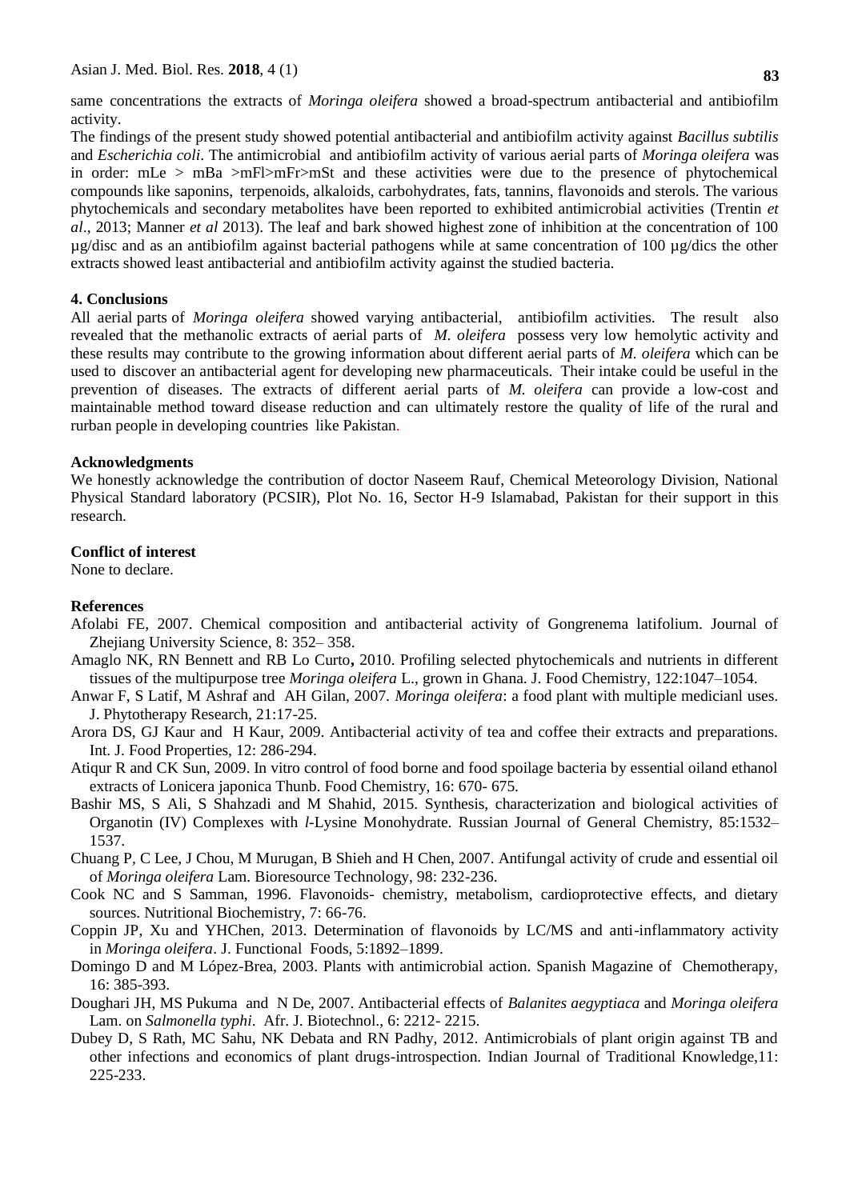same concentrations the extracts of *Moringa oleifera* showed a broad-spectrum antibacterial and antibiofilm activity.

The findings of the present study showed potential antibacterial and antibiofilm activity against *Bacillus subtilis* and *Escherichia coli*. The antimicrobial and antibiofilm activity of various aerial parts of *Moringa oleifera* was in order: mLe > mBa >mFl>mFr>mSt and these activities were due to the presence of phytochemical compounds like saponins, terpenoids, alkaloids, carbohydrates, fats, tannins, flavonoids and sterols. The various phytochemicals and secondary metabolites have been reported to exhibited antimicrobial activities (Trentin *et al*., 2013; Manner *et al* 2013). The leaf and bark showed highest zone of inhibition at the concentration of 100 µg/disc and as an antibiofilm against bacterial pathogens while at same concentration of 100 µg/dics the other extracts showed least antibacterial and antibiofilm activity against the studied bacteria.

## 4. Conclusions

All aerial parts of *Moringa oleifera* showed varying antibacterial, antibiofilm activities. The result also revealed that the methanolic extracts of aerial parts of *M. oleifera* possess very low hemolytic activity and these results may contribute to the growing information about different aerial parts of *M. oleifera* which can be used to discover an antibacterial agent for developing new pharmaceuticals. Their intake could be useful in the prevention of diseases. The extracts of different aerial parts of *M. oleifera* can provide a low-cost and maintainable method toward disease reduction and can ultimately restore the quality of life of the rural and rurban people in developing countries like Pakistan.

## Acknowledgments

We honestly acknowledge the contribution of doctor Naseem Rauf, Chemical Meteorology Division, National Physical Standard laboratory (PCSIR), Plot No. 16, Sector H-9 Islamabad, Pakistan for their support in this research.

## Conflict of interest

None to declare.

## References

Afolabi FE, 2007. Chemical composition and antibacterial activity of Gongrenema latifolium. Journal of Zhejiang University Science, 8: 352– 358.

Amaglo NK, RN Bennett and RB Lo Curto, 2010. Profiling selected phytochemicals and nutrients in different tissues of the multipurpose tree *Moringa oleifera* L., grown in Ghana. J. Food Chemistry, 122:1047–1054.

Anwar F, S Latif, M Ashraf and AH Gilan, 2007. *Moringa oleifera*: a food plant with multiple medicianl uses. J. Phytotherapy Research, 21:17-25.

Arora DS, GJ Kaur and H Kaur, 2009. Antibacterial activity of tea and coffee their extracts and preparations. Int. J. Food Properties, 12: 286-294.

Atiqur R and CK Sun, 2009. In vitro control of food borne and food spoilage bacteria by essential oiland ethanol extracts of Lonicera japonica Thunb. Food Chemistry, 16: 670- 675.

Bashir MS, S Ali, S Shahzadi and M Shahid, 2015. Synthesis, characterization and biological activities of Organotin (IV) Complexes with *l*-Lysine Monohydrate. Russian Journal of General Chemistry, 85:1532–1537.

Chuang P, C Lee, J Chou, M Murugan, B Shieh and H Chen, 2007. Antifungal activity of crude and essential oil of *Moringa oleifera* Lam. Bioresource Technology, 98: 232-236.

Cook NC and S Samman, 1996. Flavonoids- chemistry, metabolism, cardioprotective effects, and dietary sources. Nutritional Biochemistry, 7: 66-76.

Coppin JP, Xu and YHChen, 2013. Determination of flavonoids by LC/MS and anti-inflammatory activity in *Moringa oleifera*. J. Functional Foods, 5:1892–1899.

Domingo D and M López-Brea, 2003. Plants with antimicrobial action. Spanish Magazine of Chemotherapy, 16: 385-393.

Doughari JH, MS Pukuma and N De, 2007. Antibacterial effects of *Balanites aegyptiaca* and *Moringa oleifera* Lam. on *Salmonella typhi*. Afr. J. Biotechnol., 6: 2212- 2215.

Dubey D, S Rath, MC Sahu, NK Debata and RN Padhy, 2012. Antimicrobials of plant origin against TB and other infections and economics of plant drugs-introspection. Indian Journal of Traditional Knowledge,11: 225-233.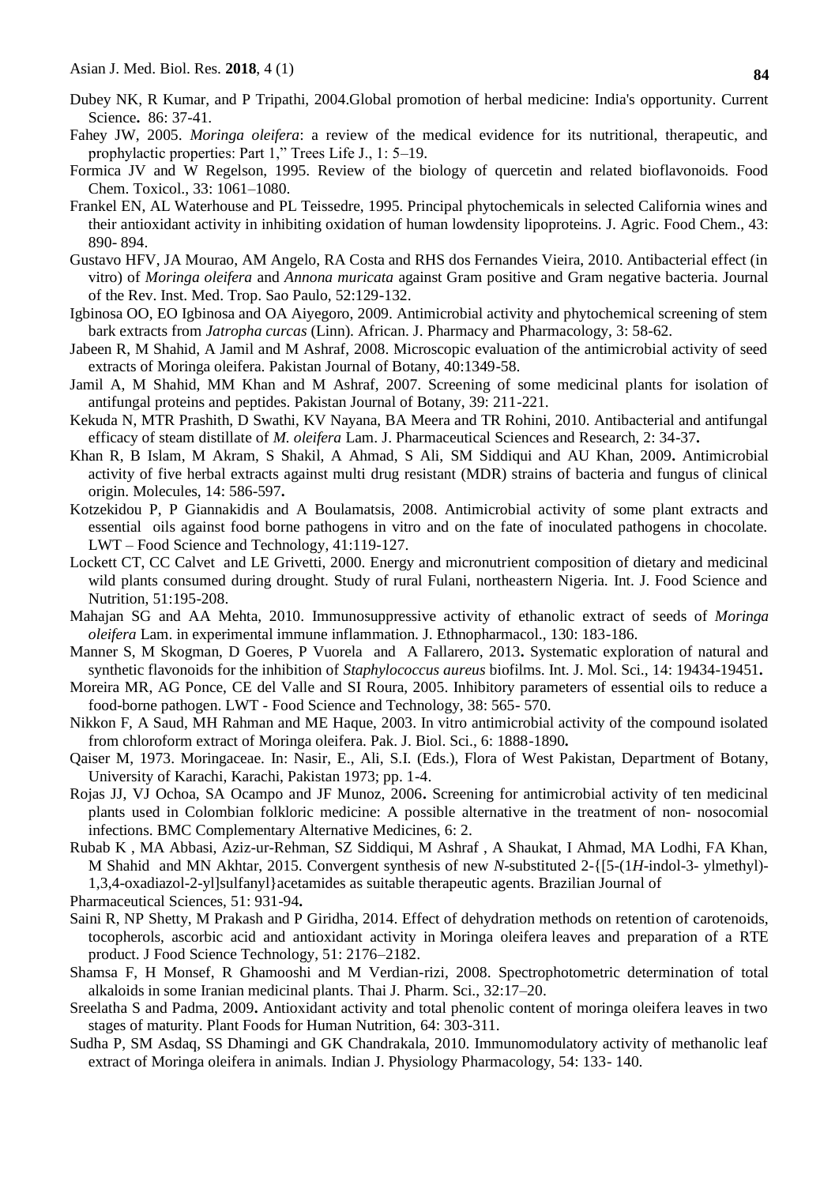Dubey NK, R Kumar, and P Tripathi, 2004.Global promotion of herbal medicine: India's opportunity. Current Science**.** 86: 37-41.

Fahey JW, 2005. *Moringa oleifera*: a review of the medical evidence for its nutritional, therapeutic, and prophylactic properties: Part 1," Trees Life J., 1: 5–19.

Formica JV and W Regelson, 1995. Review of the biology of quercetin and related bioflavonoids. Food Chem. Toxicol., 33: 1061–1080.

Frankel EN, AL Waterhouse and PL Teissedre, 1995. Principal phytochemicals in selected California wines and their antioxidant activity in inhibiting oxidation of human lowdensity lipoproteins. J. Agric. Food Chem., 43: 890- 894.

Gustavo HFV, JA Mourao, AM Angelo, RA Costa and RHS dos Fernandes Vieira, 2010. Antibacterial effect (in vitro) of *Moringa oleifera* and *Annona muricata* against Gram positive and Gram negative bacteria. Journal of the Rev. Inst. Med. Trop. Sao Paulo, 52:129-132.

Igbinosa OO, EO Igbinosa and OA Aiyegoro, 2009. Antimicrobial activity and phytochemical screening of stem bark extracts from *Jatropha curcas* (Linn). African. J. Pharmacy and Pharmacology, 3: 58-62.

Jabeen R, M Shahid, A Jamil and M Ashraf, 2008. Microscopic evaluation of the antimicrobial activity of seed extracts of Moringa oleifera. Pakistan Journal of Botany, 40:1349-58.

Jamil A, M Shahid, MM Khan and M Ashraf, 2007. Screening of some medicinal plants for isolation of antifungal proteins and peptides. Pakistan Journal of Botany, 39: 211-221.

Kekuda N, MTR Prashith, D Swathi, KV Nayana, BA Meera and TR Rohini, 2010. Antibacterial and antifungal efficacy of steam distillate of *M. oleifera* Lam. J. Pharmaceutical Sciences and Research, 2: 34-37**.**

Khan R, B Islam, M Akram, S Shakil, A Ahmad, S Ali, SM Siddiqui and AU Khan, 2009**.** Antimicrobial activity of five herbal extracts against multi drug resistant (MDR) strains of bacteria and fungus of clinical origin. Molecules, 14: 586-597**.**

Kotzekidou P, P Giannakidis and A Boulamatsis, 2008. Antimicrobial activity of some plant extracts and essential oils against food borne pathogens in vitro and on the fate of inoculated pathogens in chocolate. LWT – Food Science and Technology, 41:119-127.

Lockett CT, CC Calvet and LE Grivetti, 2000. Energy and micronutrient composition of dietary and medicinal wild plants consumed during drought. Study of rural Fulani, northeastern Nigeria. Int. J. Food Science and Nutrition, 51:195-208.

Mahajan SG and AA Mehta, 2010. Immunosuppressive activity of ethanolic extract of seeds of *Moringa oleifera* Lam. in experimental immune inflammation. J. Ethnopharmacol., 130: 183-186.

Manner S, M Skogman, D Goeres, P Vuorela and A Fallarero, 2013**.** Systematic exploration of natural and synthetic flavonoids for the inhibition of *Staphylococcus aureus* biofilms. Int. J. Mol. Sci., 14: 19434-19451**.**

Moreira MR, AG Ponce, CE del Valle and SI Roura, 2005. Inhibitory parameters of essential oils to reduce a food-borne pathogen. LWT - Food Science and Technology, 38: 565- 570.

Nikkon F, A Saud, MH Rahman and ME Haque, 2003. In vitro antimicrobial activity of the compound isolated from chloroform extract of Moringa oleifera. Pak. J. Biol. Sci., 6: 1888-1890**.**

Qaiser M, 1973. Moringaceae. In: Nasir, E., Ali, S.I. (Eds.), Flora of West Pakistan, Department of Botany, University of Karachi, Karachi, Pakistan 1973; pp. 1-4.

Rojas JJ, VJ Ochoa, SA Ocampo and JF Munoz, 2006**.** Screening for antimicrobial activity of ten medicinal plants used in Colombian folkloric medicine: A possible alternative in the treatment of non- nosocomial infections. BMC Complementary Alternative Medicines, 6: 2.

Rubab K , MA Abbasi, Aziz-ur-Rehman, SZ Siddiqui, M Ashraf , A Shaukat, I Ahmad, MA Lodhi, FA Khan, M Shahid and MN Akhtar, 2015. Convergent synthesis of new *N*-substituted 2-{[5-(1*H*-indol-3- ylmethyl)-1,3,4-oxadiazol-2-yl]sulfanyl}acetamides as suitable therapeutic agents. Brazilian Journal of Pharmaceutical Sciences, 51: 931-94**.**

Saini R, NP Shetty, M Prakash and P Giridha, 2014. Effect of dehydration methods on retention of carotenoids, tocopherols, ascorbic acid and antioxidant activity in Moringa oleifera leaves and preparation of a RTE product. J Food Science Technology, 51: 2176–2182.

Shamsa F, H Monsef, R Ghamooshi and M Verdian-rizi, 2008. Spectrophotometric determination of total alkaloids in some Iranian medicinal plants. Thai J. Pharm. Sci., 32:17–20.

Sreelatha S and Padma, 2009**.** Antioxidant activity and total phenolic content of moringa oleifera leaves in two stages of maturity. Plant Foods for Human Nutrition, 64: 303-311.

Sudha P, SM Asdaq, SS Dhamingi and GK Chandrakala, 2010. Immunomodulatory activity of methanolic leaf extract of Moringa oleifera in animals. Indian J. Physiology Pharmacology, 54: 133- 140.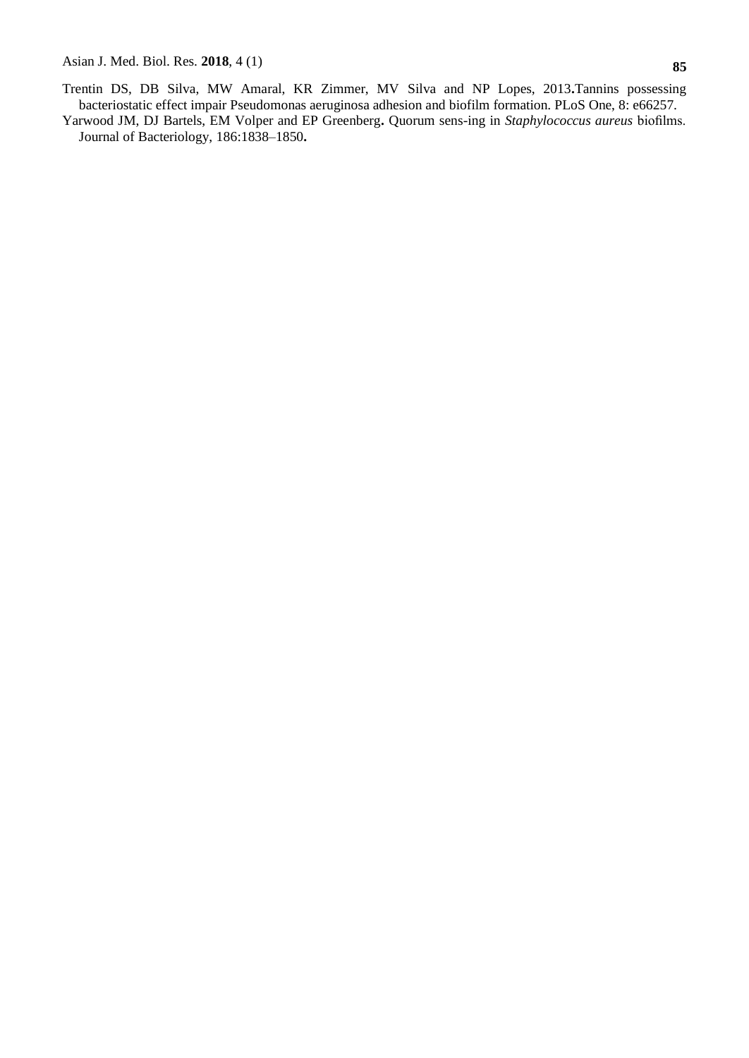Trentin DS, DB Silva, MW Amaral, KR Zimmer, MV Silva and NP Lopes, 2013.Tannins possessing bacteriostatic effect impair Pseudomonas aeruginosa adhesion and biofilm formation. PLoS One, 8: e66257.

Yarwood JM, DJ Bartels, EM Volper and EP Greenberg. Quorum sens-ing in *Staphylococcus aureus* biofilms. Journal of Bacteriology, 186:1838–1850.